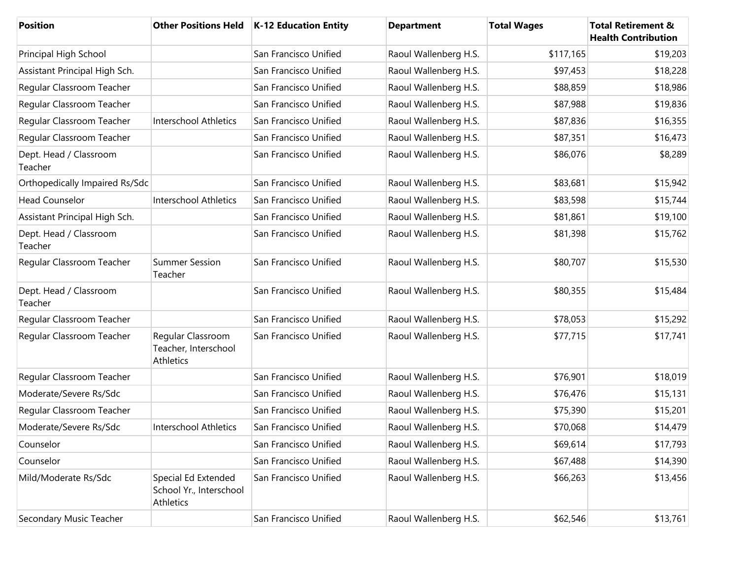| Position | Other Positions Held | K-12 Education Entity | Department | Total Wages | Total Retirement & Health Contribution |
|---|---|---|---|---|---|
| Principal High School | | San Francisco Unified | Raoul Wallenberg H.S. | $117,165 | $19,203 |
| Assistant Principal High Sch. | | San Francisco Unified | Raoul Wallenberg H.S. | $97,453 | $18,228 |
| Regular Classroom Teacher | | San Francisco Unified | Raoul Wallenberg H.S. | $88,859 | $18,986 |
| Regular Classroom Teacher | | San Francisco Unified | Raoul Wallenberg H.S. | $87,988 | $19,836 |
| Regular Classroom Teacher | Interschool Athletics | San Francisco Unified | Raoul Wallenberg H.S. | $87,836 | $16,355 |
| Regular Classroom Teacher | | San Francisco Unified | Raoul Wallenberg H.S. | $87,351 | $16,473 |
| Dept. Head / Classroom Teacher | | San Francisco Unified | Raoul Wallenberg H.S. | $86,076 | $8,289 |
| Orthopedically Impaired Rs/Sdc | | San Francisco Unified | Raoul Wallenberg H.S. | $83,681 | $15,942 |
| Head Counselor | Interschool Athletics | San Francisco Unified | Raoul Wallenberg H.S. | $83,598 | $15,744 |
| Assistant Principal High Sch. | | San Francisco Unified | Raoul Wallenberg H.S. | $81,861 | $19,100 |
| Dept. Head / Classroom Teacher | | San Francisco Unified | Raoul Wallenberg H.S. | $81,398 | $15,762 |
| Regular Classroom Teacher | Summer Session Teacher | San Francisco Unified | Raoul Wallenberg H.S. | $80,707 | $15,530 |
| Dept. Head / Classroom Teacher | | San Francisco Unified | Raoul Wallenberg H.S. | $80,355 | $15,484 |
| Regular Classroom Teacher | | San Francisco Unified | Raoul Wallenberg H.S. | $78,053 | $15,292 |
| Regular Classroom Teacher | Regular Classroom Teacher, Interschool Athletics | San Francisco Unified | Raoul Wallenberg H.S. | $77,715 | $17,741 |
| Regular Classroom Teacher | | San Francisco Unified | Raoul Wallenberg H.S. | $76,901 | $18,019 |
| Moderate/Severe Rs/Sdc | | San Francisco Unified | Raoul Wallenberg H.S. | $76,476 | $15,131 |
| Regular Classroom Teacher | | San Francisco Unified | Raoul Wallenberg H.S. | $75,390 | $15,201 |
| Moderate/Severe Rs/Sdc | Interschool Athletics | San Francisco Unified | Raoul Wallenberg H.S. | $70,068 | $14,479 |
| Counselor | | San Francisco Unified | Raoul Wallenberg H.S. | $69,614 | $17,793 |
| Counselor | | San Francisco Unified | Raoul Wallenberg H.S. | $67,488 | $14,390 |
| Mild/Moderate Rs/Sdc | Special Ed Extended School Yr., Interschool Athletics | San Francisco Unified | Raoul Wallenberg H.S. | $66,263 | $13,456 |
| Secondary Music Teacher | | San Francisco Unified | Raoul Wallenberg H.S. | $62,546 | $13,761 |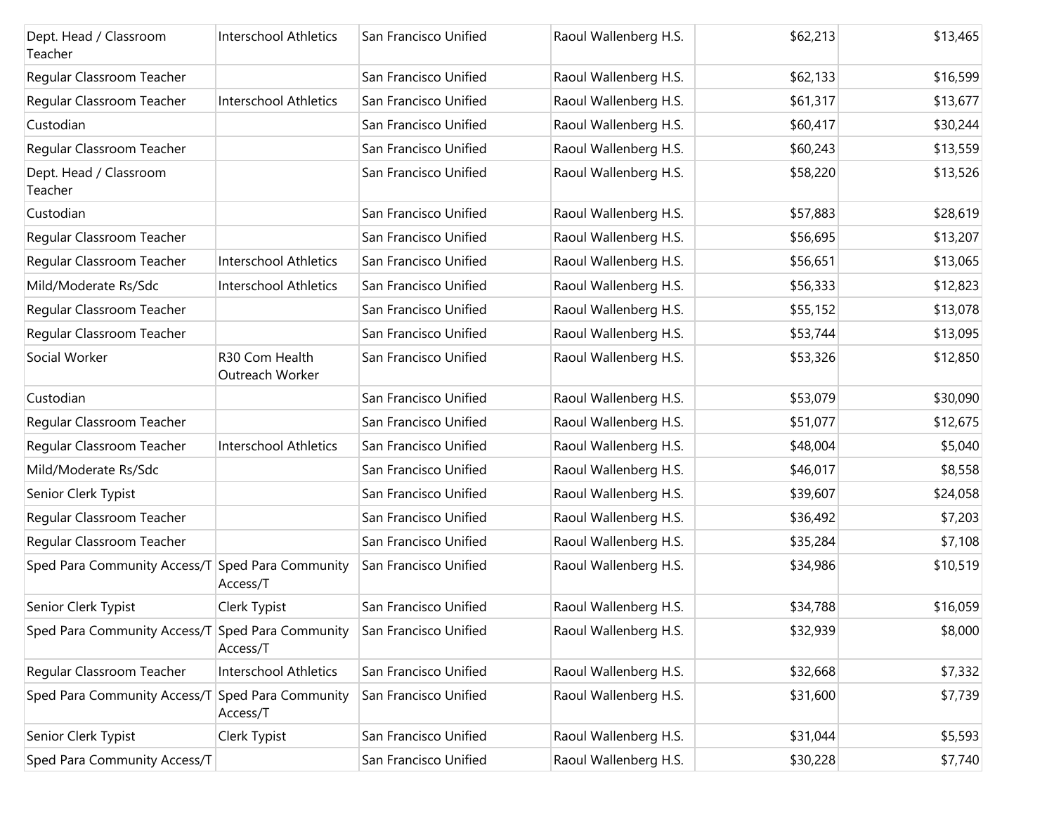| | | | | | |
|---|---|---|---|---|---|
| Dept. Head / Classroom Teacher | Interschool Athletics | San Francisco Unified | Raoul Wallenberg H.S. | $62,213 | $13,465 |
| Regular Classroom Teacher | | San Francisco Unified | Raoul Wallenberg H.S. | $62,133 | $16,599 |
| Regular Classroom Teacher | Interschool Athletics | San Francisco Unified | Raoul Wallenberg H.S. | $61,317 | $13,677 |
| Custodian | | San Francisco Unified | Raoul Wallenberg H.S. | $60,417 | $30,244 |
| Regular Classroom Teacher | | San Francisco Unified | Raoul Wallenberg H.S. | $60,243 | $13,559 |
| Dept. Head / Classroom Teacher | | San Francisco Unified | Raoul Wallenberg H.S. | $58,220 | $13,526 |
| Custodian | | San Francisco Unified | Raoul Wallenberg H.S. | $57,883 | $28,619 |
| Regular Classroom Teacher | | San Francisco Unified | Raoul Wallenberg H.S. | $56,695 | $13,207 |
| Regular Classroom Teacher | Interschool Athletics | San Francisco Unified | Raoul Wallenberg H.S. | $56,651 | $13,065 |
| Mild/Moderate Rs/Sdc | Interschool Athletics | San Francisco Unified | Raoul Wallenberg H.S. | $56,333 | $12,823 |
| Regular Classroom Teacher | | San Francisco Unified | Raoul Wallenberg H.S. | $55,152 | $13,078 |
| Regular Classroom Teacher | | San Francisco Unified | Raoul Wallenberg H.S. | $53,744 | $13,095 |
| Social Worker | R30 Com Health Outreach Worker | San Francisco Unified | Raoul Wallenberg H.S. | $53,326 | $12,850 |
| Custodian | | San Francisco Unified | Raoul Wallenberg H.S. | $53,079 | $30,090 |
| Regular Classroom Teacher | | San Francisco Unified | Raoul Wallenberg H.S. | $51,077 | $12,675 |
| Regular Classroom Teacher | Interschool Athletics | San Francisco Unified | Raoul Wallenberg H.S. | $48,004 | $5,040 |
| Mild/Moderate Rs/Sdc | | San Francisco Unified | Raoul Wallenberg H.S. | $46,017 | $8,558 |
| Senior Clerk Typist | | San Francisco Unified | Raoul Wallenberg H.S. | $39,607 | $24,058 |
| Regular Classroom Teacher | | San Francisco Unified | Raoul Wallenberg H.S. | $36,492 | $7,203 |
| Regular Classroom Teacher | | San Francisco Unified | Raoul Wallenberg H.S. | $35,284 | $7,108 |
| Sped Para Community Access/T | Sped Para Community Access/T | San Francisco Unified | Raoul Wallenberg H.S. | $34,986 | $10,519 |
| Senior Clerk Typist | Clerk Typist | San Francisco Unified | Raoul Wallenberg H.S. | $34,788 | $16,059 |
| Sped Para Community Access/T | Sped Para Community Access/T | San Francisco Unified | Raoul Wallenberg H.S. | $32,939 | $8,000 |
| Regular Classroom Teacher | Interschool Athletics | San Francisco Unified | Raoul Wallenberg H.S. | $32,668 | $7,332 |
| Sped Para Community Access/T | Sped Para Community Access/T | San Francisco Unified | Raoul Wallenberg H.S. | $31,600 | $7,739 |
| Senior Clerk Typist | Clerk Typist | San Francisco Unified | Raoul Wallenberg H.S. | $31,044 | $5,593 |
| Sped Para Community Access/T | | San Francisco Unified | Raoul Wallenberg H.S. | $30,228 | $7,740 |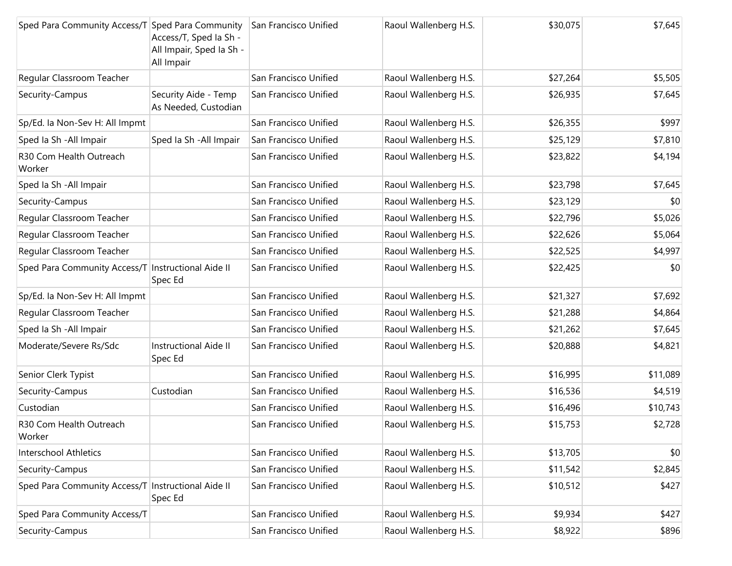| | | | | | |
|---|---|---|---|---|---|
| Sped Para Community Access/T | Sped Para Community Access/T, Sped Ia Sh - All Impair, Sped Ia Sh - All Impair | San Francisco Unified | Raoul Wallenberg H.S. | $30,075 | $7,645 |
| Regular Classroom Teacher | | San Francisco Unified | Raoul Wallenberg H.S. | $27,264 | $5,505 |
| Security-Campus | Security Aide - Temp As Needed, Custodian | San Francisco Unified | Raoul Wallenberg H.S. | $26,935 | $7,645 |
| Sp/Ed. Ia Non-Sev H: All Impmt | | San Francisco Unified | Raoul Wallenberg H.S. | $26,355 | $997 |
| Sped Ia Sh -All Impair | Sped Ia Sh -All Impair | San Francisco Unified | Raoul Wallenberg H.S. | $25,129 | $7,810 |
| R30 Com Health Outreach Worker | | San Francisco Unified | Raoul Wallenberg H.S. | $23,822 | $4,194 |
| Sped Ia Sh -All Impair | | San Francisco Unified | Raoul Wallenberg H.S. | $23,798 | $7,645 |
| Security-Campus | | San Francisco Unified | Raoul Wallenberg H.S. | $23,129 | $0 |
| Regular Classroom Teacher | | San Francisco Unified | Raoul Wallenberg H.S. | $22,796 | $5,026 |
| Regular Classroom Teacher | | San Francisco Unified | Raoul Wallenberg H.S. | $22,626 | $5,064 |
| Regular Classroom Teacher | | San Francisco Unified | Raoul Wallenberg H.S. | $22,525 | $4,997 |
| Sped Para Community Access/T | Instructional Aide II Spec Ed | San Francisco Unified | Raoul Wallenberg H.S. | $22,425 | $0 |
| Sp/Ed. Ia Non-Sev H: All Impmt | | San Francisco Unified | Raoul Wallenberg H.S. | $21,327 | $7,692 |
| Regular Classroom Teacher | | San Francisco Unified | Raoul Wallenberg H.S. | $21,288 | $4,864 |
| Sped Ia Sh -All Impair | | San Francisco Unified | Raoul Wallenberg H.S. | $21,262 | $7,645 |
| Moderate/Severe Rs/Sdc | Instructional Aide II Spec Ed | San Francisco Unified | Raoul Wallenberg H.S. | $20,888 | $4,821 |
| Senior Clerk Typist | | San Francisco Unified | Raoul Wallenberg H.S. | $16,995 | $11,089 |
| Security-Campus | Custodian | San Francisco Unified | Raoul Wallenberg H.S. | $16,536 | $4,519 |
| Custodian | | San Francisco Unified | Raoul Wallenberg H.S. | $16,496 | $10,743 |
| R30 Com Health Outreach Worker | | San Francisco Unified | Raoul Wallenberg H.S. | $15,753 | $2,728 |
| Interschool Athletics | | San Francisco Unified | Raoul Wallenberg H.S. | $13,705 | $0 |
| Security-Campus | | San Francisco Unified | Raoul Wallenberg H.S. | $11,542 | $2,845 |
| Sped Para Community Access/T | Instructional Aide II Spec Ed | San Francisco Unified | Raoul Wallenberg H.S. | $10,512 | $427 |
| Sped Para Community Access/T | | San Francisco Unified | Raoul Wallenberg H.S. | $9,934 | $427 |
| Security-Campus | | San Francisco Unified | Raoul Wallenberg H.S. | $8,922 | $896 |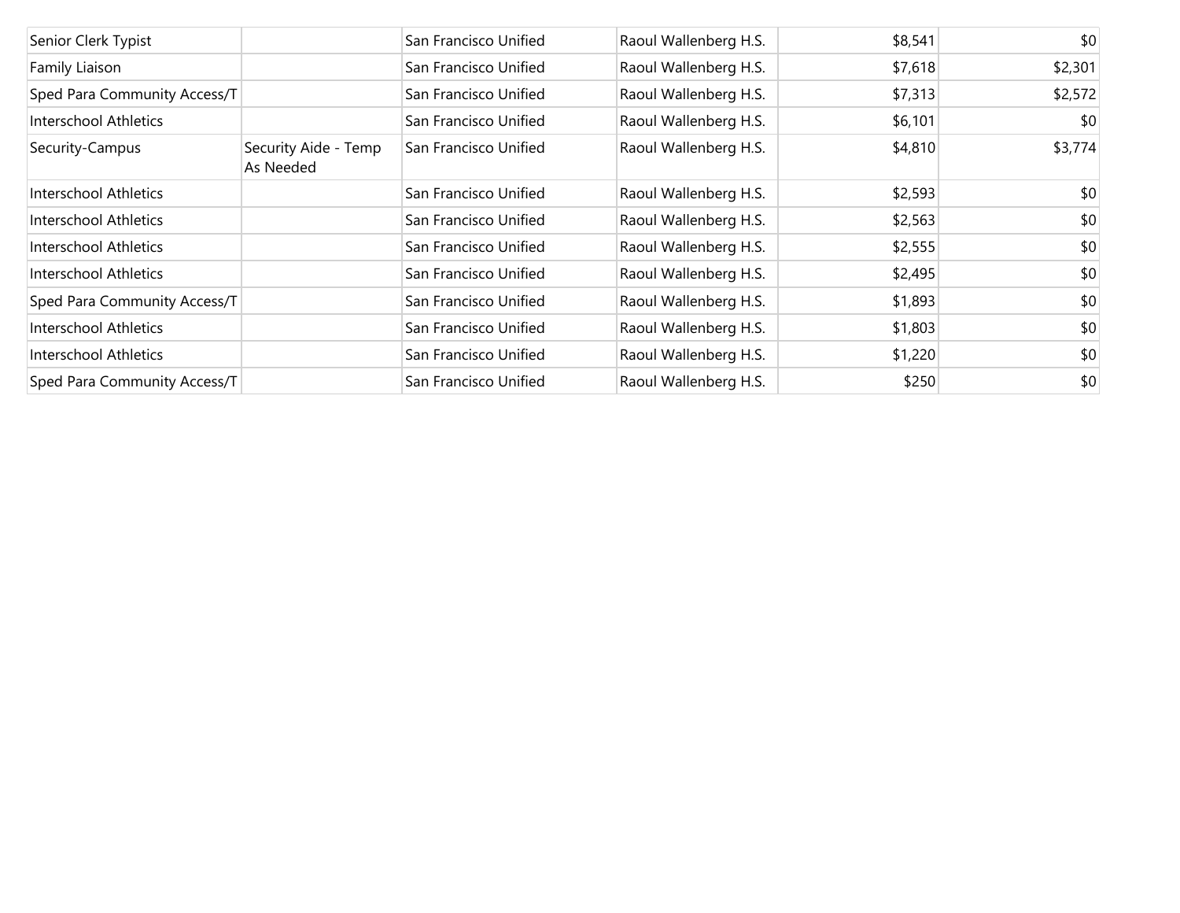| | | | | | |
|---|---|---|---|---|---|
| Senior Clerk Typist | | San Francisco Unified | Raoul Wallenberg H.S. | $8,541 | $0 |
| Family Liaison | | San Francisco Unified | Raoul Wallenberg H.S. | $7,618 | $2,301 |
| Sped Para Community Access/T | | San Francisco Unified | Raoul Wallenberg H.S. | $7,313 | $2,572 |
| Interschool Athletics | | San Francisco Unified | Raoul Wallenberg H.S. | $6,101 | $0 |
| Security-Campus | Security Aide - Temp As Needed | San Francisco Unified | Raoul Wallenberg H.S. | $4,810 | $3,774 |
| Interschool Athletics | | San Francisco Unified | Raoul Wallenberg H.S. | $2,593 | $0 |
| Interschool Athletics | | San Francisco Unified | Raoul Wallenberg H.S. | $2,563 | $0 |
| Interschool Athletics | | San Francisco Unified | Raoul Wallenberg H.S. | $2,555 | $0 |
| Interschool Athletics | | San Francisco Unified | Raoul Wallenberg H.S. | $2,495 | $0 |
| Sped Para Community Access/T | | San Francisco Unified | Raoul Wallenberg H.S. | $1,893 | $0 |
| Interschool Athletics | | San Francisco Unified | Raoul Wallenberg H.S. | $1,803 | $0 |
| Interschool Athletics | | San Francisco Unified | Raoul Wallenberg H.S. | $1,220 | $0 |
| Sped Para Community Access/T | | San Francisco Unified | Raoul Wallenberg H.S. | $250 | $0 |